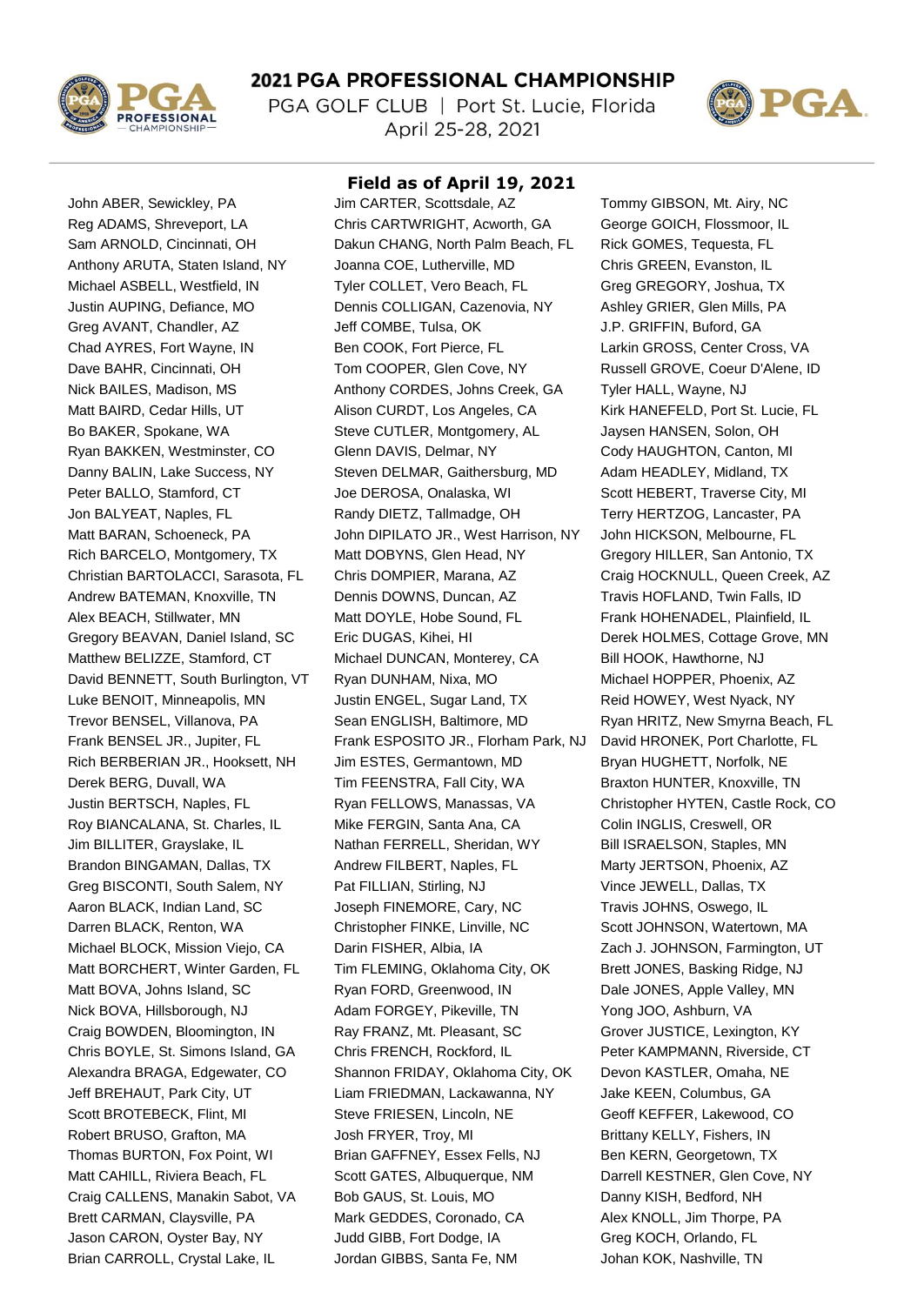# 2021 PGA PROFESSIONAL CHAMPIONSHIP

PGA GOLF CLUB | Port St. Lucie, Florida

April 25-28, 2021

## Field as of April 19, 2021

John ABER, Sewickley, PA
Reg ADAMS, Shreveport, LA
Sam ARNOLD, Cincinnati, OH
Anthony ARUTA, Staten Island, NY
Michael ASBELL, Westfield, IN
Justin AUPING, Defiance, MO
Greg AVANT, Chandler, AZ
Chad AYRES, Fort Wayne, IN
Dave BAHR, Cincinnati, OH
Nick BAILES, Madison, MS
Matt BAIRD, Cedar Hills, UT
Bo BAKER, Spokane, WA
Ryan BAKKEN, Westminster, CO
Danny BALIN, Lake Success, NY
Peter BALLO, Stamford, CT
Jon BALYEAT, Naples, FL
Matt BARAN, Schoeneck, PA
Rich BARCELO, Montgomery, TX
Christian BARTOLACCI, Sarasota, FL
Andrew BATEMAN, Knoxville, TN
Alex BEACH, Stillwater, MN
Gregory BEAVAN, Daniel Island, SC
Matthew BELIZZE, Stamford, CT
David BENNETT, South Burlington, VT
Luke BENOIT, Minneapolis, MN
Trevor BENSEL, Villanova, PA
Frank BENSEL JR., Jupiter, FL
Rich BERBERIAN JR., Hooksett, NH
Derek BERG, Duvall, WA
Justin BERTSCH, Naples, FL
Roy BIANCALANA, St. Charles, IL
Jim BILLITER, Grayslake, IL
Brandon BINGAMAN, Dallas, TX
Greg BISCONTI, South Salem, NY
Aaron BLACK, Indian Land, SC
Darren BLACK, Renton, WA
Michael BLOCK, Mission Viejo, CA
Matt BORCHERT, Winter Garden, FL
Matt BOVA, Johns Island, SC
Nick BOVA, Hillsborough, NJ
Craig BOWDEN, Bloomington, IN
Chris BOYLE, St. Simons Island, GA
Alexandra BRAGA, Edgewater, CO
Jeff BREHAUT, Park City, UT
Scott BROTEBECK, Flint, MI
Robert BRUSO, Grafton, MA
Thomas BURTON, Fox Point, WI
Matt CAHILL, Riviera Beach, FL
Craig CALLENS, Manakin Sabot, VA
Brett CARMAN, Claysville, PA
Jason CARON, Oyster Bay, NY
Brian CARROLL, Crystal Lake, IL
Jim CARTER, Scottsdale, AZ
Chris CARTWRIGHT, Acworth, GA
Dakun CHANG, North Palm Beach, FL
Joanna COE, Lutherville, MD
Tyler COLLET, Vero Beach, FL
Dennis COLLIGAN, Cazenovia, NY
Jeff COMBE, Tulsa, OK
Ben COOK, Fort Pierce, FL
Tom COOPER, Glen Cove, NY
Anthony CORDES, Johns Creek, GA
Alison CURDT, Los Angeles, CA
Steve CUTLER, Montgomery, AL
Glenn DAVIS, Delmar, NY
Steven DELMAR, Gaithersburg, MD
Joe DEROSA, Onalaska, WI
Randy DIETZ, Tallmadge, OH
John DIPILATO JR., West Harrison, NY
Matt DOBYNS, Glen Head, NY
Chris DOMPIER, Marana, AZ
Dennis DOWNS, Duncan, AZ
Matt DOYLE, Hobe Sound, FL
Eric DUGAS, Kihei, HI
Michael DUNCAN, Monterey, CA
Ryan DUNHAM, Nixa, MO
Justin ENGEL, Sugar Land, TX
Sean ENGLISH, Baltimore, MD
Frank ESPOSITO JR., Florham Park, NJ
Jim ESTES, Germantown, MD
Tim FEENSTRA, Fall City, WA
Ryan FELLOWS, Manassas, VA
Mike FERGIN, Santa Ana, CA
Nathan FERRELL, Sheridan, WY
Andrew FILBERT, Naples, FL
Pat FILLIAN, Stirling, NJ
Joseph FINEMORE, Cary, NC
Christopher FINKE, Linville, NC
Darin FISHER, Albia, IA
Tim FLEMING, Oklahoma City, OK
Ryan FORD, Greenwood, IN
Adam FORGEY, Pikeville, TN
Ray FRANZ, Mt. Pleasant, SC
Chris FRENCH, Rockford, IL
Shannon FRIDAY, Oklahoma City, OK
Liam FRIEDMAN, Lackawanna, NY
Steve FRIESEN, Lincoln, NE
Josh FRYER, Troy, MI
Brian GAFFNEY, Essex Fells, NJ
Scott GATES, Albuquerque, NM
Bob GAUS, St. Louis, MO
Mark GEDDES, Coronado, CA
Judd GIBB, Fort Dodge, IA
Jordan GIBBS, Santa Fe, NM
Tommy GIBSON, Mt. Airy, NC
George GOICH, Flossmoor, IL
Rick GOMES, Tequesta, FL
Chris GREEN, Evanston, IL
Greg GREGORY, Joshua, TX
Ashley GRIER, Glen Mills, PA
J.P. GRIFFIN, Buford, GA
Larkin GROSS, Center Cross, VA
Russell GROVE, Coeur D'Alene, ID
Tyler HALL, Wayne, NJ
Kirk HANEFELD, Port St. Lucie, FL
Jaysen HANSEN, Solon, OH
Cody HAUGHTON, Canton, MI
Adam HEADLEY, Midland, TX
Scott HEBERT, Traverse City, MI
Terry HERTZOG, Lancaster, PA
John HICKSON, Melbourne, FL
Gregory HILLER, San Antonio, TX
Craig HOCKNULL, Queen Creek, AZ
Travis HOFLAND, Twin Falls, ID
Frank HOHENADEL, Plainfield, IL
Derek HOLMES, Cottage Grove, MN
Bill HOOK, Hawthorne, NJ
Michael HOPPER, Phoenix, AZ
Reid HOWEY, West Nyack, NY
Ryan HRITZ, New Smyrna Beach, FL
David HRONEK, Port Charlotte, FL
Bryan HUGHETT, Norfolk, NE
Braxton HUNTER, Knoxville, TN
Christopher HYTEN, Castle Rock, CO
Colin INGLIS, Creswell, OR
Bill ISRAELSON, Staples, MN
Marty JERTSON, Phoenix, AZ
Vince JEWELL, Dallas, TX
Travis JOHNS, Oswego, IL
Scott JOHNSON, Watertown, MA
Zach J. JOHNSON, Farmington, UT
Brett JONES, Basking Ridge, NJ
Dale JONES, Apple Valley, MN
Yong JOO, Ashburn, VA
Grover JUSTICE, Lexington, KY
Peter KAMPMANN, Riverside, CT
Devon KASTLER, Omaha, NE
Jake KEEN, Columbus, GA
Geoff KEFFER, Lakewood, CO
Brittany KELLY, Fishers, IN
Ben KERN, Georgetown, TX
Darrell KESTNER, Glen Cove, NY
Danny KISH, Bedford, NH
Alex KNOLL, Jim Thorpe, PA
Greg KOCH, Orlando, FL
Johan KOK, Nashville, TN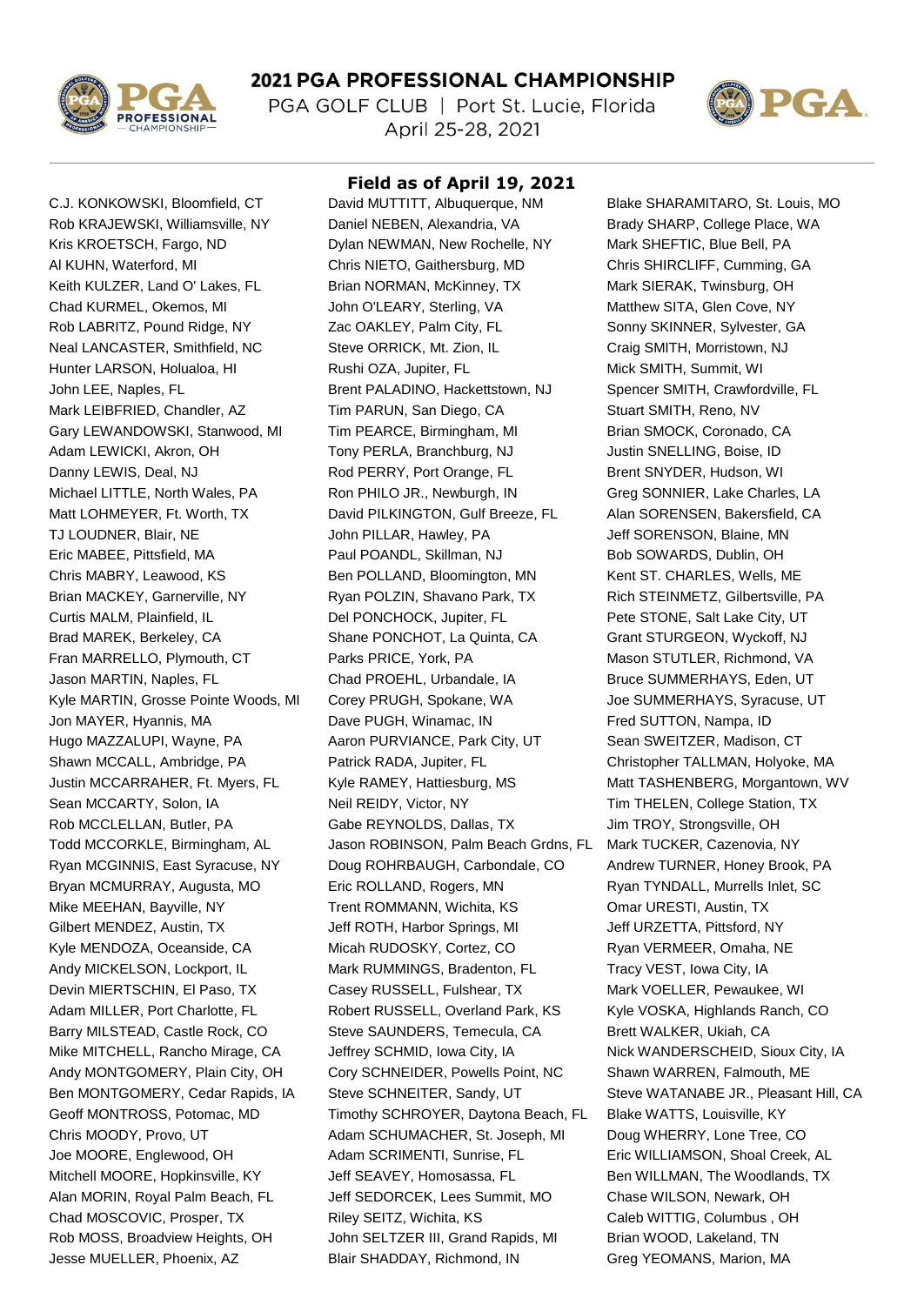# 2021 PGA PROFESSIONAL CHAMPIONSHIP

PGA GOLF CLUB | Port St. Lucie, Florida

April 25-28, 2021

## Field as of April 19, 2021

C.J. KONKOWSKI, Bloomfield, CT
Rob KRAJEWSKI, Williamsville, NY
Kris KROETSCH, Fargo, ND
Al KUHN, Waterford, MI
Keith KULZER, Land O' Lakes, FL
Chad KURMEL, Okemos, MI
Rob LABRITZ, Pound Ridge, NY
Neal LANCASTER, Smithfield, NC
Hunter LARSON, Holualoa, HI
John LEE, Naples, FL
Mark LEIBFRIED, Chandler, AZ
Gary LEWANDOWSKI, Stanwood, MI
Adam LEWICKI, Akron, OH
Danny LEWIS, Deal, NJ
Michael LITTLE, North Wales, PA
Matt LOHMEYER, Ft. Worth, TX
TJ LOUDNER, Blair, NE
Eric MABEE, Pittsfield, MA
Chris MABRY, Leawood, KS
Brian MACKEY, Garnerville, NY
Curtis MALM, Plainfield, IL
Brad MAREK, Berkeley, CA
Fran MARRELLO, Plymouth, CT
Jason MARTIN, Naples, FL
Kyle MARTIN, Grosse Pointe Woods, MI
Jon MAYER, Hyannis, MA
Hugo MAZZALUPI, Wayne, PA
Shawn MCCALL, Ambridge, PA
Justin MCCARRAHER, Ft. Myers, FL
Sean MCCARTY, Solon, IA
Rob MCCLELLAN, Butler, PA
Todd MCCORKLE, Birmingham, AL
Ryan MCGINNIS, East Syracuse, NY
Bryan MCMURRAY, Augusta, MO
Mike MEEHAN, Bayville, NY
Gilbert MENDEZ, Austin, TX
Kyle MENDOZA, Oceanside, CA
Andy MICKELSON, Lockport, IL
Devin MIERTSCHIN, El Paso, TX
Adam MILLER, Port Charlotte, FL
Barry MILSTEAD, Castle Rock, CO
Mike MITCHELL, Rancho Mirage, CA
Andy MONTGOMERY, Plain City, OH
Ben MONTGOMERY, Cedar Rapids, IA
Geoff MONTROSS, Potomac, MD
Chris MOODY, Provo, UT
Joe MOORE, Englewood, OH
Mitchell MOORE, Hopkinsville, KY
Alan MORIN, Royal Palm Beach, FL
Chad MOSCOVIC, Prosper, TX
Rob MOSS, Broadview Heights, OH
Jesse MUELLER, Phoenix, AZ
David MUTTITT, Albuquerque, NM
Daniel NEBEN, Alexandria, VA
Dylan NEWMAN, New Rochelle, NY
Chris NIETO, Gaithersburg, MD
Brian NORMAN, McKinney, TX
John O'LEARY, Sterling, VA
Zac OAKLEY, Palm City, FL
Steve ORRICK, Mt. Zion, IL
Rushi OZA, Jupiter, FL
Brent PALADINO, Hackettstown, NJ
Tim PARUN, San Diego, CA
Tim PEARCE, Birmingham, MI
Tony PERLA, Branchburg, NJ
Rod PERRY, Port Orange, FL
Ron PHILO JR., Newburgh, IN
David PILKINGTON, Gulf Breeze, FL
John PILLAR, Hawley, PA
Paul POANDL, Skillman, NJ
Ben POLLAND, Bloomington, MN
Ryan POLZIN, Shavano Park, TX
Del PONCHOCK, Jupiter, FL
Shane PONCHOT, La Quinta, CA
Parks PRICE, York, PA
Chad PROEHL, Urbandale, IA
Corey PRUGH, Spokane, WA
Dave PUGH, Winamac, IN
Aaron PURVIANCE, Park City, UT
Patrick RADA, Jupiter, FL
Kyle RAMEY, Hattiesburg, MS
Neil REIDY, Victor, NY
Gabe REYNOLDS, Dallas, TX
Jason ROBINSON, Palm Beach Grdns, FL
Doug ROHRBAUGH, Carbondale, CO
Eric ROLLAND, Rogers, MN
Trent ROMMANN, Wichita, KS
Jeff ROTH, Harbor Springs, MI
Micah RUDOSKY, Cortez, CO
Mark RUMMINGS, Bradenton, FL
Casey RUSSELL, Fulshear, TX
Robert RUSSELL, Overland Park, KS
Steve SAUNDERS, Temecula, CA
Jeffrey SCHMID, Iowa City, IA
Cory SCHNEIDER, Powells Point, NC
Steve SCHNEITER, Sandy, UT
Timothy SCHROYER, Daytona Beach, FL
Adam SCHUMACHER, St. Joseph, MI
Adam SCRIMENTI, Sunrise, FL
Jeff SEAVEY, Homosassa, FL
Jeff SEDORCEK, Lees Summit, MO
Riley SEITZ, Wichita, KS
John SELTZER III, Grand Rapids, MI
Blair SHADDAY, Richmond, IN
Blake SHARAMITARO, St. Louis, MO
Brady SHARP, College Place, WA
Mark SHEFTIC, Blue Bell, PA
Chris SHIRCLIFF, Cumming, GA
Mark SIERAK, Twinsburg, OH
Matthew SITA, Glen Cove, NY
Sonny SKINNER, Sylvester, GA
Craig SMITH, Morristown, NJ
Mick SMITH, Summit, WI
Spencer SMITH, Crawfordville, FL
Stuart SMITH, Reno, NV
Brian SMOCK, Coronado, CA
Justin SNELLING, Boise, ID
Brent SNYDER, Hudson, WI
Greg SONNIER, Lake Charles, LA
Alan SORENSEN, Bakersfield, CA
Jeff SORENSON, Blaine, MN
Bob SOWARDS, Dublin, OH
Kent ST. CHARLES, Wells, ME
Rich STEINMETZ, Gilbertsville, PA
Pete STONE, Salt Lake City, UT
Grant STURGEON, Wyckoff, NJ
Mason STUTLER, Richmond, VA
Bruce SUMMERHAYS, Eden, UT
Joe SUMMERHAYS, Syracuse, UT
Fred SUTTON, Nampa, ID
Sean SWEITZER, Madison, CT
Christopher TALLMAN, Holyoke, MA
Matt TASHENBERG, Morgantown, WV
Tim THELEN, College Station, TX
Jim TROY, Strongsville, OH
Mark TUCKER, Cazenovia, NY
Andrew TURNER, Honey Brook, PA
Ryan TYNDALL, Murrells Inlet, SC
Omar URESTI, Austin, TX
Jeff URZETTA, Pittsford, NY
Ryan VERMEER, Omaha, NE
Tracy VEST, Iowa City, IA
Mark VOELLER, Pewaukee, WI
Kyle VOSKA, Highlands Ranch, CO
Brett WALKER, Ukiah, CA
Nick WANDERSCHEID, Sioux City, IA
Shawn WARREN, Falmouth, ME
Steve WATANABE JR., Pleasant Hill, CA
Blake WATTS, Louisville, KY
Doug WHERRY, Lone Tree, CO
Eric WILLIAMSON, Shoal Creek, AL
Ben WILLMAN, The Woodlands, TX
Chase WILSON, Newark, OH
Caleb WITTIG, Columbus , OH
Brian WOOD, Lakeland, TN
Greg YEOMANS, Marion, MA